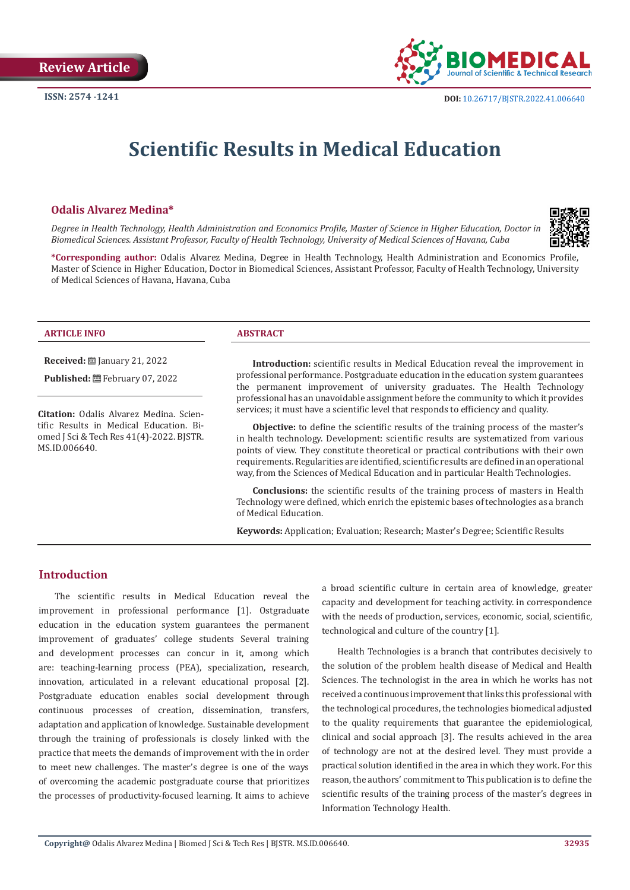Review Article

ISSN: 2574 -1241

DOI: 10.26717/BJSTR.2022.41.006640

# Scientific Results in Medical Education

**Odalis Alvarez Medina***

*Degree in Health Technology, Health Administration and Economics Profile, Master of Science in Higher Education, Doctor in Biomedical Sciences. Assistant Professor, Faculty of Health Technology, University of Medical Sciences of Havana, Cuba*

***Corresponding author:** Odalis Alvarez Medina, Degree in Health Technology, Health Administration and Economics Profile, Master of Science in Higher Education, Doctor in Biomedical Sciences, Assistant Professor, Faculty of Health Technology, University of Medical Sciences of Havana, Havana, Cuba

**ARTICLE INFO**

**Received:** January 21, 2022

**Published:** February 07, 2022

**Citation:** Odalis Alvarez Medina. Scientific Results in Medical Education. Biomed J Sci & Tech Res 41(4)-2022. BJSTR. MS.ID.006640.

**ABSTRACT**

**Introduction:** scientific results in Medical Education reveal the improvement in professional performance. Postgraduate education in the education system guarantees the permanent improvement of university graduates. The Health Technology professional has an unavoidable assignment before the community to which it provides services; it must have a scientific level that responds to efficiency and quality.

**Objective:** to define the scientific results of the training process of the master's in health technology. Development: scientific results are systematized from various points of view. They constitute theoretical or practical contributions with their own requirements. Regularities are identified, scientific results are defined in an operational way, from the Sciences of Medical Education and in particular Health Technologies.

**Conclusions:** the scientific results of the training process of masters in Health Technology were defined, which enrich the epistemic bases of technologies as a branch of Medical Education.

**Keywords:** Application; Evaluation; Research; Master's Degree; Scientific Results

## Introduction

The scientific results in Medical Education reveal the improvement in professional performance [1]. Ostgraduate education in the education system guarantees the permanent improvement of graduates' college students Several training and development processes can concur in it, among which are: teaching-learning process (PEA), specialization, research, innovation, articulated in a relevant educational proposal [2]. Postgraduate education enables social development through continuous processes of creation, dissemination, transfers, adaptation and application of knowledge. Sustainable development through the training of professionals is closely linked with the practice that meets the demands of improvement with the in order to meet new challenges. The master's degree is one of the ways of overcoming the academic postgraduate course that prioritizes the processes of productivity-focused learning. It aims to achieve a broad scientific culture in certain area of knowledge, greater capacity and development for teaching activity. in correspondence with the needs of production, services, economic, social, scientific, technological and culture of the country [1].

Health Technologies is a branch that contributes decisively to the solution of the problem health disease of Medical and Health Sciences. The technologist in the area in which he works has not received a continuous improvement that links this professional with the technological procedures, the technologies biomedical adjusted to the quality requirements that guarantee the epidemiological, clinical and social approach [3]. The results achieved in the area of technology are not at the desired level. They must provide a practical solution identified in the area in which they work. For this reason, the authors' commitment to This publication is to define the scientific results of the training process of the master's degrees in Information Technology Health.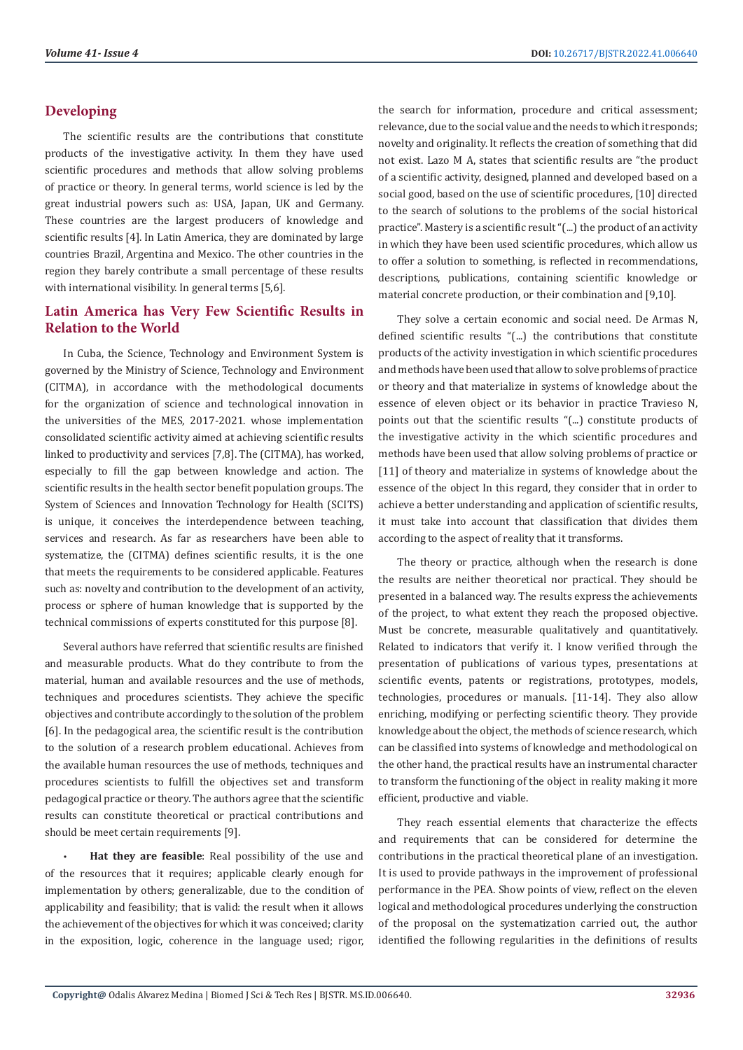## Developing

The scientific results are the contributions that constitute products of the investigative activity. In them they have used scientific procedures and methods that allow solving problems of practice or theory. In general terms, world science is led by the great industrial powers such as: USA, Japan, UK and Germany. These countries are the largest producers of knowledge and scientific results [4]. In Latin America, they are dominated by large countries Brazil, Argentina and Mexico. The other countries in the region they barely contribute a small percentage of these results with international visibility. In general terms [5,6].

## Latin America has Very Few Scientific Results in Relation to the World

In Cuba, the Science, Technology and Environment System is governed by the Ministry of Science, Technology and Environment (CITMA), in accordance with the methodological documents for the organization of science and technological innovation in the universities of the MES, 2017-2021. whose implementation consolidated scientific activity aimed at achieving scientific results linked to productivity and services [7,8]. The (CITMA), has worked, especially to fill the gap between knowledge and action. The scientific results in the health sector benefit population groups. The System of Sciences and Innovation Technology for Health (SCITS) is unique, it conceives the interdependence between teaching, services and research. As far as researchers have been able to systematize, the (CITMA) defines scientific results, it is the one that meets the requirements to be considered applicable. Features such as: novelty and contribution to the development of an activity, process or sphere of human knowledge that is supported by the technical commissions of experts constituted for this purpose [8].

Several authors have referred that scientific results are finished and measurable products. What do they contribute to from the material, human and available resources and the use of methods, techniques and procedures scientists. They achieve the specific objectives and contribute accordingly to the solution of the problem [6]. In the pedagogical area, the scientific result is the contribution to the solution of a research problem educational. Achieves from the available human resources the use of methods, techniques and procedures scientists to fulfill the objectives set and transform pedagogical practice or theory. The authors agree that the scientific results can constitute theoretical or practical contributions and should be meet certain requirements [9].

- **Hat they are feasible**: Real possibility of the use and of the resources that it requires; applicable clearly enough for implementation by others; generalizable, due to the condition of applicability and feasibility; that is valid: the result when it allows the achievement of the objectives for which it was conceived; clarity in the exposition, logic, coherence in the language used; rigor, the search for information, procedure and critical assessment; relevance, due to the social value and the needs to which it responds; novelty and originality. It reflects the creation of something that did not exist. Lazo M A, states that scientific results are "the product of a scientific activity, designed, planned and developed based on a social good, based on the use of scientific procedures, [10] directed to the search of solutions to the problems of the social historical practice". Mastery is a scientific result "(...) the product of an activity in which they have been used scientific procedures, which allow us to offer a solution to something, is reflected in recommendations, descriptions, publications, containing scientific knowledge or material concrete production, or their combination and [9,10].

They solve a certain economic and social need. De Armas N, defined scientific results "(...) the contributions that constitute products of the activity investigation in which scientific procedures and methods have been used that allow to solve problems of practice or theory and that materialize in systems of knowledge about the essence of eleven object or its behavior in practice Travieso N, points out that the scientific results "(...) constitute products of the investigative activity in the which scientific procedures and methods have been used that allow solving problems of practice or [11] of theory and materialize in systems of knowledge about the essence of the object In this regard, they consider that in order to achieve a better understanding and application of scientific results, it must take into account that classification that divides them according to the aspect of reality that it transforms.

The theory or practice, although when the research is done the results are neither theoretical nor practical. They should be presented in a balanced way. The results express the achievements of the project, to what extent they reach the proposed objective. Must be concrete, measurable qualitatively and quantitatively. Related to indicators that verify it. I know verified through the presentation of publications of various types, presentations at scientific events, patents or registrations, prototypes, models, technologies, procedures or manuals. [11-14]. They also allow enriching, modifying or perfecting scientific theory. They provide knowledge about the object, the methods of science research, which can be classified into systems of knowledge and methodological on the other hand, the practical results have an instrumental character to transform the functioning of the object in reality making it more efficient, productive and viable.

They reach essential elements that characterize the effects and requirements that can be considered for determine the contributions in the practical theoretical plane of an investigation. It is used to provide pathways in the improvement of professional performance in the PEA. Show points of view, reflect on the eleven logical and methodological procedures underlying the construction of the proposal on the systematization carried out, the author identified the following regularities in the definitions of results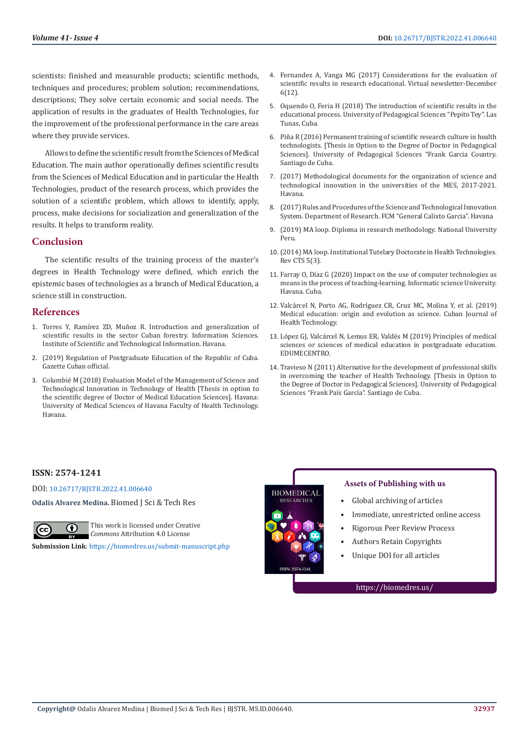scientists: finished and measurable products; scientific methods, techniques and procedures; problem solution; recommendations, descriptions; They solve certain economic and social needs. The application of results in the graduates of Health Technologies, for the improvement of the professional performance in the care areas where they provide services.

Allows to define the scientific result from the Sciences of Medical Education. The main author operationally defines scientific results from the Sciences of Medical Education and in particular the Health Technologies, product of the research process, which provides the solution of a scientific problem, which allows to identify, apply, process, make decisions for socialization and generalization of the results. It helps to transform reality.

## Conclusion

The scientific results of the training process of the master's degrees in Health Technology were defined, which enrich the epistemic bases of technologies as a branch of Medical Education, a science still in construction.

## References

1. Torres Y, Ramírez ZD, Muñoz R. Introduction and generalization of scientific results in the sector Cuban forestry. Information Sciences. Institute of Scientific and Technological Information. Havana.
2. (2019) Regulation of Postgraduate Education of the Republic of Cuba. Gazette Cuban official.
3. Columbié M (2018) Evaluation Model of the Management of Science and Technological Innovation in Technology of Health [Thesis in option to the scientific degree of Doctor of Medical Education Sciences]. Havana: University of Medical Sciences of Havana Faculty of Health Technology. Havana.
4. Fernandez A, Vanga MG (2017) Considerations for the evaluation of scientific results in research educational. Virtual newsletter-December 6(12).
5. Oquendo O, Feria H (2018) The introduction of scientific results in the educational process. University of Pedagogical Sciences "Pepito Tey". Las Tunas, Cuba.
6. Piña R (2016) Permanent training of scientific research culture in health technologists. [Thesis in Option to the Degree of Doctor in Pedagogical Sciences]. University of Pedagogical Sciences "Frank Garcia Country. Santiago de Cuba.
7. (2017) Methodological documents for the organization of science and technological innovation in the universities of the MES, 2017-2021. Havana.
8. (2017) Rules and Procedures of the Science and Technological Innovation System. Department of Research. FCM "General Calixto Garcia". Havana
9. (2019) MA loop. Diploma in research methodology. National University Peru.
10. (2014) MA loop. Institutional Tutelary Doctorate in Health Technologies. Rev CTS 5(3).
11. Farray O, Díaz G (2020) Impact on the use of computer technologies as means in the process of teaching-learning. Informatic science University. Havana. Cuba.
12. Valcárcel N, Porto AG, Rodríguez CR, Cruz MC, Molina Y, et al. (2019) Medical education: origin and evolution as science. Cuban Journal of Health Technology.
13. López GJ, Valcárcel N, Lemus ER, Valdés M (2019) Principles of medical sciences or sciences of medical education in postgraduate education. EDUMECENTRO.
14. Travieso N (2011) Alternative for the development of professional skills in overcoming the teacher of Health Technology. [Thesis in Option to the Degree of Doctor in Pedagogical Sciences]. University of Pedagogical Sciences "Frank País García". Santiago de Cuba.

**ISSN: 2574-1241**

DOI: 10.26717/BJSTR.2022.41.006640

**Odalis Alvarez Medina.** Biomed J Sci & Tech Res

This work is licensed under Creative *Commons* Attribution 4.0 License

**Submission Link**: https://biomedres.us/submit-manuscript.php

**Assets of Publishing with us**

- Global archiving of articles
- Immediate, unrestricted online access
- Rigorous Peer Review Process
- Authors Retain Copyrights
- Unique DOI for all articles

https://biomedres.us/